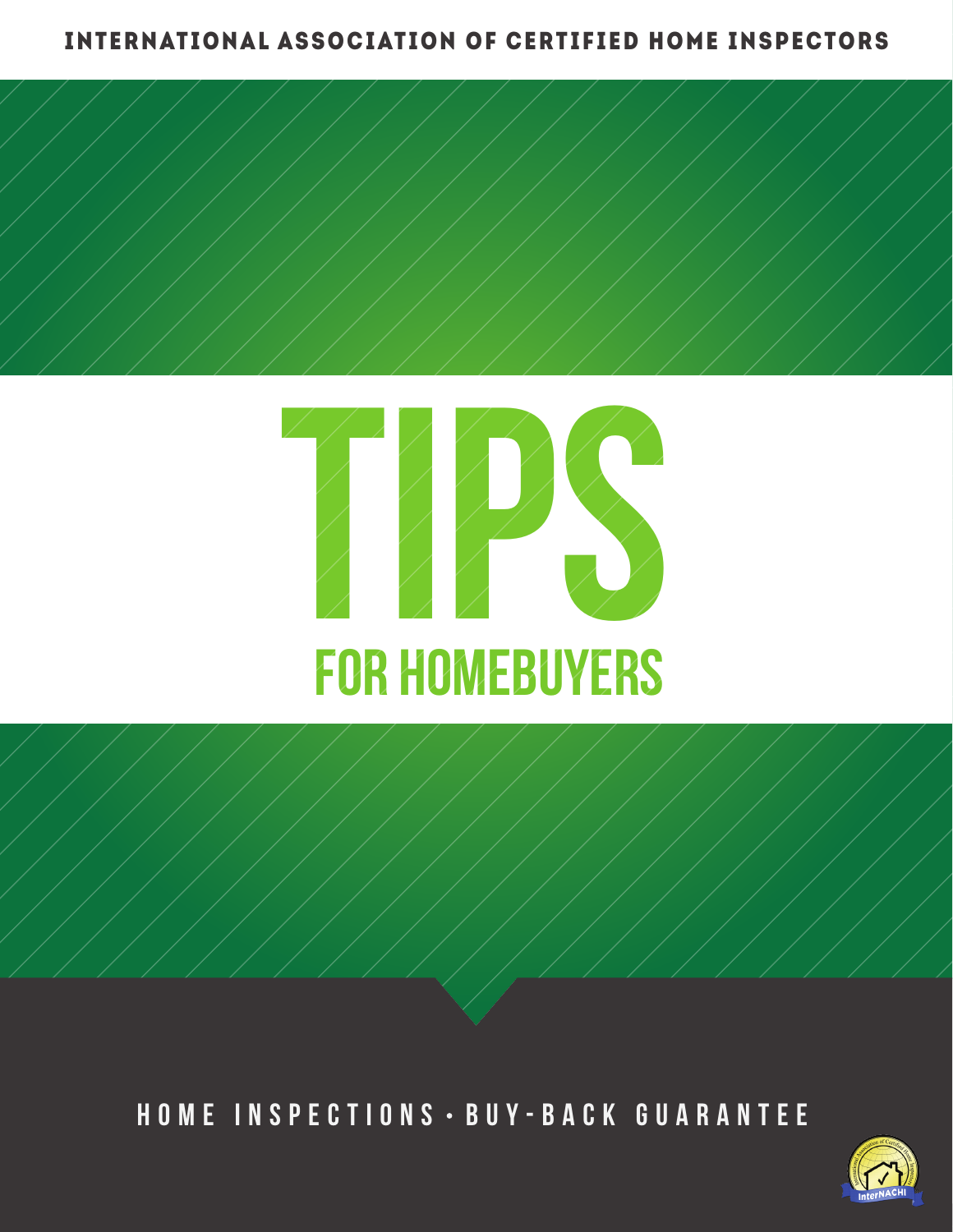INTERNATIONAL ASSOCIATION OF CERTIFIED HOME INSPECTORS

# TIPS

## FOR HOMEBUYERS

HOME INSPECTIONS • BUY-BACK GUARANTEE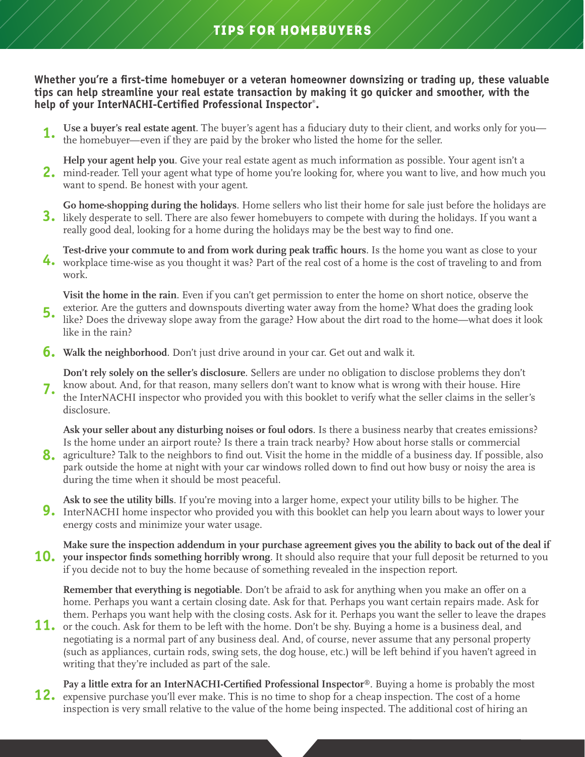# TIPS FOR HOMEBUYERS

**Whether you're a first-time homebuyer or a veteran homeowner downsizing or trading up, these valuable tips can help streamline your real estate transaction by making it go quicker and smoother, with the help of your InterNACHI-Certified Professional Inspector®.**

1. **Use a buyer's real estate agent**. The buyer's agent has a fiduciary duty to their client, and works only for you—the homebuyer—even if they are paid by the broker who listed the home for the seller.

2. **Help your agent help you**. Give your real estate agent as much information as possible. Your agent isn't a mind-reader. Tell your agent what type of home you're looking for, where you want to live, and how much you want to spend. Be honest with your agent.

3. **Go home-shopping during the holidays**. Home sellers who list their home for sale just before the holidays are likely desperate to sell. There are also fewer homebuyers to compete with during the holidays. If you want a really good deal, looking for a home during the holidays may be the best way to find one.

4. **Test-drive your commute to and from work during peak traffic hours**. Is the home you want as close to your workplace time-wise as you thought it was? Part of the real cost of a home is the cost of traveling to and from work.

5. **Visit the home in the rain**. Even if you can't get permission to enter the home on short notice, observe the exterior. Are the gutters and downspouts diverting water away from the home? What does the grading look like? Does the driveway slope away from the garage? How about the dirt road to the home—what does it look like in the rain?

6. **Walk the neighborhood**. Don't just drive around in your car. Get out and walk it.

7. **Don't rely solely on the seller's disclosure**. Sellers are under no obligation to disclose problems they don't know about. And, for that reason, many sellers don't want to know what is wrong with their house. Hire the InterNACHI inspector who provided you with this booklet to verify what the seller claims in the seller's disclosure.

8. **Ask your seller about any disturbing noises or foul odors**. Is there a business nearby that creates emissions? Is the home under an airport route? Is there a train track nearby? How about horse stalls or commercial agriculture? Talk to the neighbors to find out. Visit the home in the middle of a business day. If possible, also park outside the home at night with your car windows rolled down to find out how busy or noisy the area is during the time when it should be most peaceful.

9. **Ask to see the utility bills**. If you're moving into a larger home, expect your utility bills to be higher. The InterNACHI home inspector who provided you with this booklet can help you learn about ways to lower your energy costs and minimize your water usage.

10. **Make sure the inspection addendum in your purchase agreement gives you the ability to back out of the deal if your inspector finds something horribly wrong**. It should also require that your full deposit be returned to you if you decide not to buy the home because of something revealed in the inspection report.

11. **Remember that everything is negotiable**. Don't be afraid to ask for anything when you make an offer on a home. Perhaps you want a certain closing date. Ask for that. Perhaps you want certain repairs made. Ask for them. Perhaps you want help with the closing costs. Ask for it. Perhaps you want the seller to leave the drapes or the couch. Ask for them to be left with the home. Don't be shy. Buying a home is a business deal, and negotiating is a normal part of any business deal. And, of course, never assume that any personal property (such as appliances, curtain rods, swing sets, the dog house, etc.) will be left behind if you haven't agreed in writing that they're included as part of the sale.

12. **Pay a little extra for an InterNACHI-Certified Professional Inspector®**. Buying a home is probably the most expensive purchase you'll ever make. This is no time to shop for a cheap inspection. The cost of a home inspection is very small relative to the value of the home being inspected. The additional cost of hiring an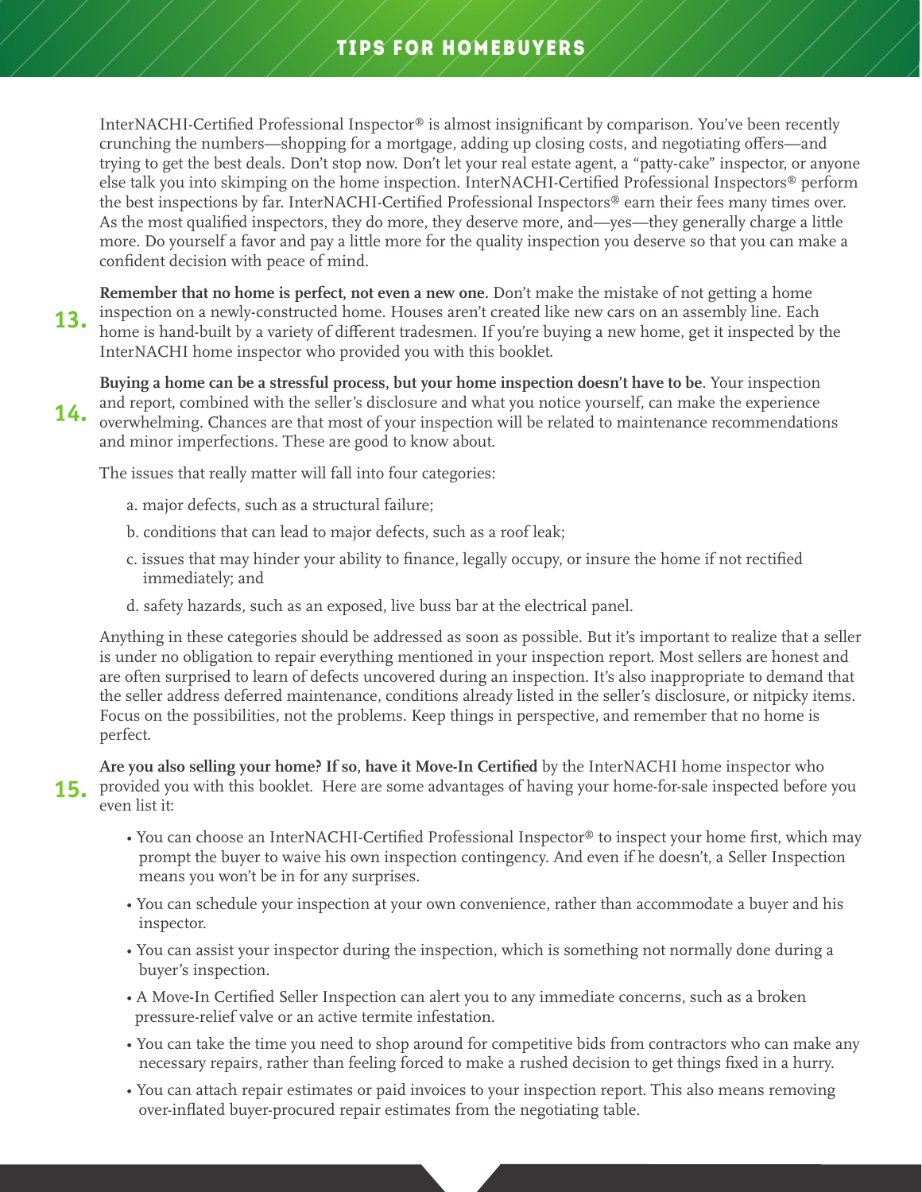InterNACHI-Certified Professional Inspector® is almost insignificant by comparison. You've been recently crunching the numbers—shopping for a mortgage, adding up closing costs, and negotiating offers—and trying to get the best deals. Don't stop now. Don't let your real estate agent, a "patty-cake" inspector, or anyone else talk you into skimping on the home inspection. InterNACHI-Certified Professional Inspectors® perform the best inspections by far. InterNACHI-Certified Professional Inspectors® earn their fees many times over. As the most qualified inspectors, they do more, they deserve more, and—yes—they generally charge a little more. Do yourself a favor and pay a little more for the quality inspection you deserve so that you can make a confident decision with peace of mind.

**13.** **Remember that no home is perfect, not even a new one.** Don't make the mistake of not getting a home inspection on a newly-constructed home. Houses aren't created like new cars on an assembly line. Each home is hand-built by a variety of different tradesmen. If you're buying a new home, get it inspected by the InterNACHI home inspector who provided you with this booklet.

**14.** **Buying a home can be a stressful process, but your home inspection doesn't have to be**. Your inspection and report, combined with the seller's disclosure and what you notice yourself, can make the experience overwhelming. Chances are that most of your inspection will be related to maintenance recommendations and minor imperfections. These are good to know about.

The issues that really matter will fall into four categories:

a. major defects, such as a structural failure;

b. conditions that can lead to major defects, such as a roof leak;

c. issues that may hinder your ability to finance, legally occupy, or insure the home if not rectified immediately; and

d. safety hazards, such as an exposed, live buss bar at the electrical panel.

Anything in these categories should be addressed as soon as possible. But it's important to realize that a seller is under no obligation to repair everything mentioned in your inspection report. Most sellers are honest and are often surprised to learn of defects uncovered during an inspection. It's also inappropriate to demand that the seller address deferred maintenance, conditions already listed in the seller's disclosure, or nitpicky items. Focus on the possibilities, not the problems. Keep things in perspective, and remember that no home is perfect.

**15.** **Are you also selling your home? If so, have it Move-In Certified** by the InterNACHI home inspector who provided you with this booklet. Here are some advantages of having your home-for-sale inspected before you even list it:

- You can choose an InterNACHI-Certified Professional Inspector® to inspect your home first, which may prompt the buyer to waive his own inspection contingency. And even if he doesn't, a Seller Inspection means you won't be in for any surprises.
- You can schedule your inspection at your own convenience, rather than accommodate a buyer and his inspector.
- You can assist your inspector during the inspection, which is something not normally done during a buyer's inspection.
- A Move-In Certified Seller Inspection can alert you to any immediate concerns, such as a broken pressure-relief valve or an active termite infestation.
- You can take the time you need to shop around for competitive bids from contractors who can make any necessary repairs, rather than feeling forced to make a rushed decision to get things fixed in a hurry.
- You can attach repair estimates or paid invoices to your inspection report. This also means removing over-inflated buyer-procured repair estimates from the negotiating table.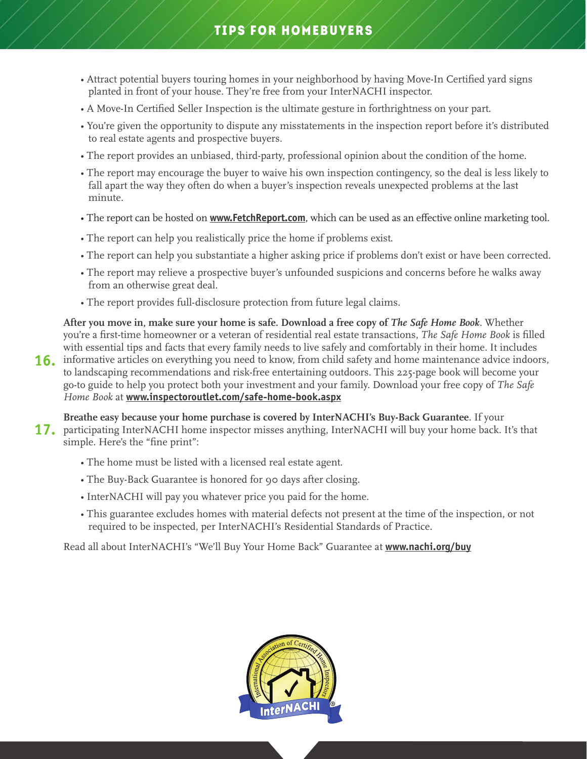- Attract potential buyers touring homes in your neighborhood by having Move-In Certified yard signs planted in front of your house. They're free from your InterNACHI inspector.
- A Move-In Certified Seller Inspection is the ultimate gesture in forthrightness on your part.
- You're given the opportunity to dispute any misstatements in the inspection report before it's distributed to real estate agents and prospective buyers.
- The report provides an unbiased, third-party, professional opinion about the condition of the home.
- The report may encourage the buyer to waive his own inspection contingency, so the deal is less likely to fall apart the way they often do when a buyer's inspection reveals unexpected problems at the last minute.
- The report can be hosted on **www.FetchReport.com**, which can be used as an effective online marketing tool.
- The report can help you realistically price the home if problems exist.
- The report can help you substantiate a higher asking price if problems don't exist or have been corrected.
- The report may relieve a prospective buyer's unfounded suspicions and concerns before he walks away from an otherwise great deal.
- The report provides full-disclosure protection from future legal claims.

**16.** **After you move in, make sure your home is safe. Download a free copy of *The Safe Home Book*.** Whether you're a first-time homeowner or a veteran of residential real estate transactions, *The Safe Home Book* is filled with essential tips and facts that every family needs to live safely and comfortably in their home. It includes informative articles on everything you need to know, from child safety and home maintenance advice indoors, to landscaping recommendations and risk-free entertaining outdoors. This 225-page book will become your go-to guide to help you protect both your investment and your family. Download your free copy of *The Safe Home Book* at **www.inspectoroutlet.com/safe-home-book.aspx**

**17.** **Breathe easy because your home purchase is covered by InterNACHI's Buy-Back Guarantee**. If your participating InterNACHI home inspector misses anything, InterNACHI will buy your home back. It's that simple. Here's the "fine print":

- The home must be listed with a licensed real estate agent.
- The Buy-Back Guarantee is honored for 90 days after closing.
- InterNACHI will pay you whatever price you paid for the home.
- This guarantee excludes homes with material defects not present at the time of the inspection, or not required to be inspected, per InterNACHI's Residential Standards of Practice.

Read all about InterNACHI's "We'll Buy Your Home Back" Guarantee at **www.nachi.org/buy**